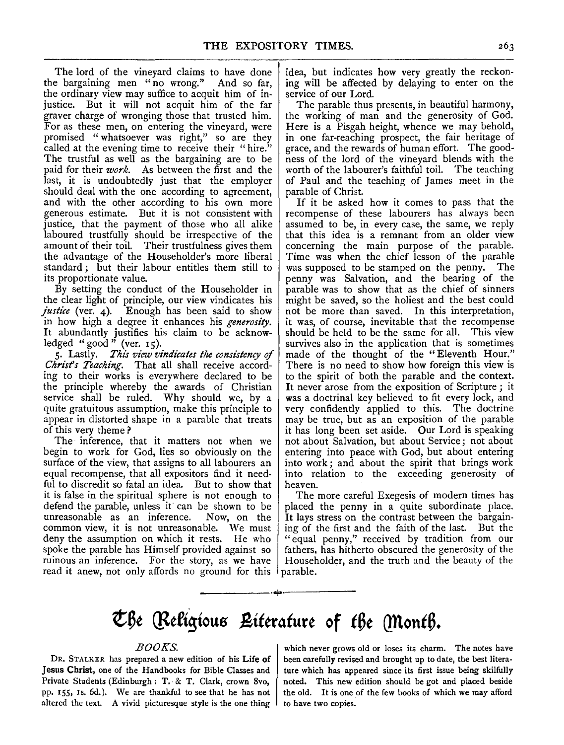The lord of the vineyard claims to have done the bargaining men "no wrong." And so far, the ordinary view may suffice to acquit him of injustice. But it will not acquit him of the far graver charge of wronging those that trusted him. For as these men, on entering the vineyard, were promised "whatsoever was right," so are they called at the evening time to receive their "hire." The trustful as well as the bargaining are to be paid for their *work*. As between the first and the last, it is undoubtedly just that the employer should deal with the one according to agreement, and with the other according to his own more generous estimate. But it is not consistent with justice, that the payment of those who all alike laboured trustfully should be irrespective of the amount of their toil. Their trustfulness gives them the advantage of the Householder's more liberal standard; but their labour entitles them still to its proportionate value.

By setting the conduct of the Householder in the clear light of principle, our view vindicates his *justice* (ver. 4). Enough has been said to show in how high a degree it enhances his *generosity*. It abundantly justifies his claim to be acknowledged "good" (ver. 15).

5. Lastly. *This view vindicates the consistency of Christ's Teaching*. That all shall receive according to their works is everywhere declared to be the principle whereby the awards of Christian service shall be ruled. Why should we, by a quite gratuitous assumption, make this principle to appear in distorted shape in a parable that treats of this very theme?

The inference, that it matters not when we begin to work for God, lies so obviously on the surface of the view, that assigns to all labourers an equal recompense, that all expositors find it needful to discredit so fatal an idea. But to show that it is false in the spiritual sphere is not enough to defend the parable, unless it can be shown to be unreasonable as an inference. Now, on the common view, it is not unreasonable. We must deny the assumption on which it rests. He who spoke the parable has Himself provided against so ruinous an inference. For the story, as we have read it anew, not only affords no ground for this idea, but indicates how very greatly the reckoning will be affected by delaying to enter on the service of our Lord.

The parable thus presents, in beautiful harmony, the working of man and the generosity of God. Here is a Pisgah height, whence we may behold, in one far-reaching prospect, the fair heritage of grace, and the rewards of human effort. The goodness of the lord of the vineyard blends with the worth of the labourer's faithful toil. The teaching of Paul and the teaching of James meet in the parable of Christ.

If it be asked how it comes to pass that the recompense of these labourers has always been assumed to be, in every case, the same, we reply that this idea is a remnant from an older view concerning the main purpose of the parable. Time was when the chief lesson of the parable was supposed to be stamped on the penny. The penny was Salvation, and the bearing of the parable was to show that as the chief of sinners might be saved, so the holiest and the best could not be more than saved. In this interpretation, it was, of course, inevitable that the recompense should be held to be the same for all. This view survives also in the application that is sometimes made of the thought of the "Eleventh Hour." There is no need to show how foreign this view is to the spirit of both the parable and the context. It never arose from the exposition of Scripture; it was a doctrinal key believed to fit every lock, and very confidently applied to this. The doctrine may be true, but as an exposition of the parable it has long been set aside. Our Lord is speaking not about Salvation, but about Service; not about entering into peace with God, but about entering into work; and about the spirit that brings work into relation to the exceeding generosity of heaven.

The more careful Exegesis of modern times has placed the penny in a quite subordinate place. It lays stress on the contrast between the bargaining of the first and the faith of the last. But the "equal penny," received by tradition from our fathers, has hitherto obscured the generosity of the Householder, and the truth and the beauty of the parable.

---

# The Religious Literature of the Month.

## *BOOKS.*

DR. STALKER has prepared a new edition of his **Life of Jesus Christ**, one of the Handbooks for Bible Classes and Private Students (Edinburgh: T. & T. Clark, crown 8vo, pp. 155, 1s. 6d.). We are thankful to see that he has not altered the text. A vivid picturesque style is the one thing which never grows old or loses its charm. The notes have been carefully revised and brought up to date, the best literature which has appeared since its first issue being skilfully noted. This new edition should be got and placed beside the old. It is one of the few books of which we may afford to have two copies.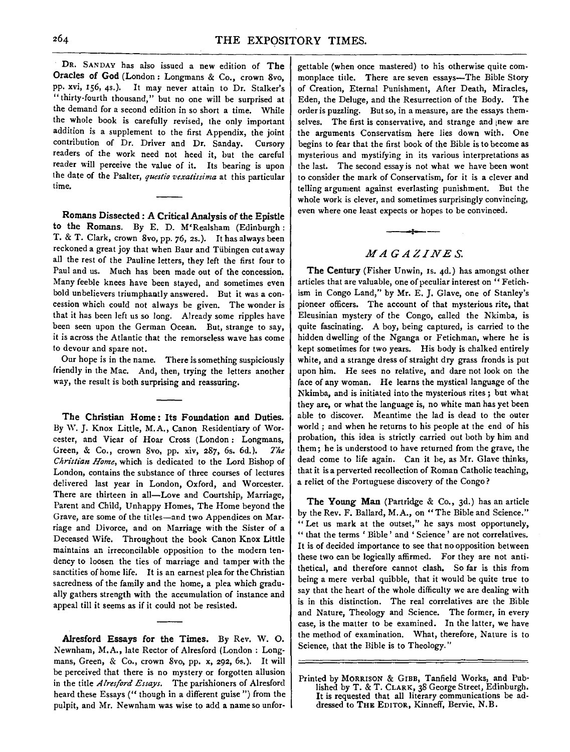Dr. Sanday has also issued a new edition of **The Oracles of God** (London: Longmans & Co., crown 8vo, pp. xvi, 156, 4s.). It may never attain to Dr. Stalker's "thirty-fourth thousand," but no one will be surprised at the demand for a second edition in so short a time. While the whole book is carefully revised, the only important addition is a supplement to the first Appendix, the joint contribution of Dr. Driver and Dr. Sanday. Cursory readers of the work need not heed it, but the careful reader will perceive the value of it. Its bearing is upon the date of the Psalter, *questio vexatissima* at this particular time.

**Romans Dissected: A Critical Analysis of the Epistle to the Romans.** By E. D. M'Realsham (Edinburgh: T. & T. Clark, crown 8vo, pp. 76, 2s.). It has always been reckoned a great joy that when Baur and Tübingen cut away all the rest of the Pauline letters, they left the first four to Paul and us. Much has been made out of the concession. Many feeble knees have been stayed, and sometimes even bold unbelievers triumphantly answered. But it was a concession which could not always be given. The wonder is that it has been left us so long. Already some ripples have been seen upon the German Ocean. But, strange to say, it is across the Atlantic that the remorseless wave has come to devour and spare not.

Our hope is in the name. There is something suspiciously friendly in the Mac. And, then, trying the letters another way, the result is both surprising and reassuring.

**The Christian Home: Its Foundation and Duties.** By W. J. Knox Little, M.A., Canon Residentiary of Worcester, and Vicar of Hoar Cross (London: Longmans, Green, & Co., crown 8vo, pp. xiv, 287, 6s. 6d.). *The Christian Home*, which is dedicated to the Lord Bishop of London, contains the substance of three courses of lectures delivered last year in London, Oxford, and Worcester. There are thirteen in all—Love and Courtship, Marriage, Parent and Child, Unhappy Homes, The Home beyond the Grave, are some of the titles—and two Appendices on Marriage and Divorce, and on Marriage with the Sister of a Deceased Wife. Throughout the book Canon Knox Little maintains an irreconcilable opposition to the modern tendency to loosen the ties of marriage and tamper with the sanctities of home life. It is an earnest plea for the Christian sacredness of the family and the home, a plea which gradually gathers strength with the accumulation of instance and appeal till it seems as if it could not be resisted.

**Alresford Essays for the Times.** By Rev. W. O. Newnham, M.A., late Rector of Alresford (London: Longmans, Green, & Co., crown 8vo, pp. x, 292, 6s.). It will be perceived that there is no mystery or forgotten allusion in the title *Alresford Essays*. The parishioners of Alresford heard these Essays ("though in a different guise") from the pulpit, and Mr. Newnham was wise to add a name so unforgettable (when once mastered) to his otherwise quite commonplace title. There are seven essays—The Bible Story of Creation, Eternal Punishment, After Death, Miracles, Eden, the Deluge, and the Resurrection of the Body. The order is puzzling. But so, in a measure, are the essays themselves. The first is conservative, and strange and new are the arguments Conservatism here lies down with. One begins to fear that the first book of the Bible is to become as mysterious and mystifying in its various interpretations as the last. The second essay is not what we have been wont to consider the mark of Conservatism, for it is a clever and telling argument against everlasting punishment. But the whole work is clever, and sometimes surprisingly convincing, even where one least expects or hopes to be convinced.

## *MAGAZINES.*

**The Century** (Fisher Unwin, 1s. 4d.) has amongst other articles that are valuable, one of peculiar interest on "Fetichism in Congo Land," by Mr. E. J. Glave, one of Stanley's pioneer officers. The account of that mysterious rite, that Eleusinian mystery of the Congo, called the Nkimba, is quite fascinating. A boy, being captured, is carried to the hidden dwelling of the Nganga or Fetichman, where he is kept sometimes for two years. His body is chalked entirely white, and a strange dress of straight dry grass fronds is put upon him. He sees no relative, and dare not look on the face of any woman. He learns the mystical language of the Nkimba, and is initiated into the mysterious rites; but what they are, or what the language is, no white man has yet been able to discover. Meantime the lad is dead to the outer world; and when he returns to his people at the end of his probation, this idea is strictly carried out both by him and them; he is understood to have returned from the grave, the dead come to life again. Can it be, as Mr. Glave thinks, that it is a perverted recollection of Roman Catholic teaching, a relict of the Portuguese discovery of the Congo?

**The Young Man** (Partridge & Co., 3d.) has an article by the Rev. F. Ballard, M.A., on "The Bible and Science." "Let us mark at the outset," he says most opportunely, "that the terms 'Bible' and 'Science' are not correlatives. It is of decided importance to see that no opposition between these two can be logically affirmed. For they are not antithetical, and therefore cannot clash. So far is this from being a mere verbal quibble, that it would be quite true to say that the heart of the whole difficulty we are dealing with is in this distinction. The real correlatives are the Bible and Nature, Theology and Science. The former, in every case, is the matter to be examined. In the latter, we have the method of examination. What, therefore, Nature is to Science, that the Bible is to Theology."

Printed by Morrison & Gibb, Tanfield Works, and Published by T. & T. Clark, 38 George Street, Edinburgh. It is requested that all literary communications be addressed to The Editor, Kinneff, Bervie, N.B.